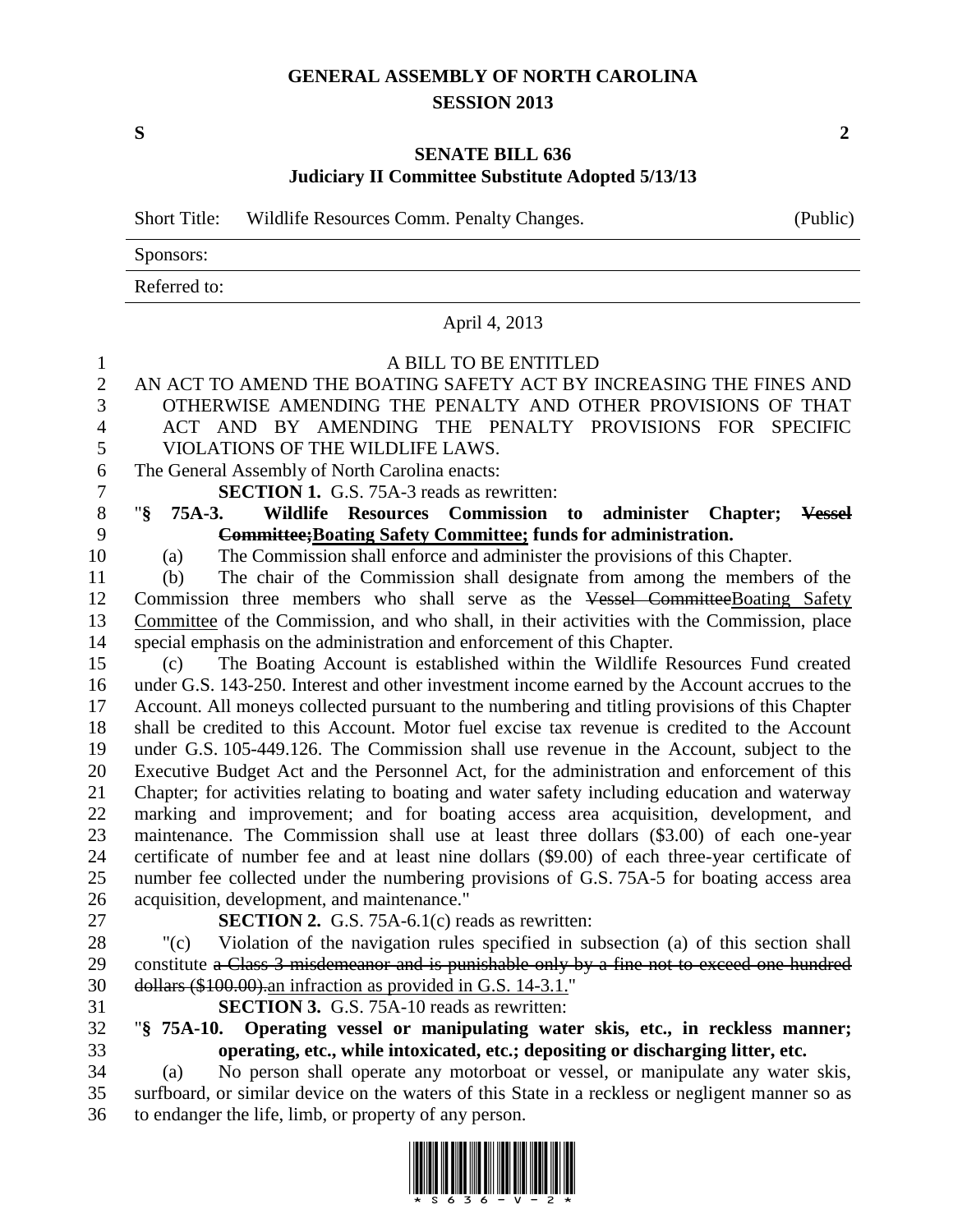# GENERAL ASSEMBLY OF NORTH CAROLINA
## SESSION 2013

**S** **2**

## SENATE BILL 636
### Judiciary II Committee Substitute Adopted 5/13/13

| Short Title: | Wildlife Resources Comm. Penalty Changes. | (Public) |
|---|---|---|
| Sponsors: | | |
| Referred to: | | |

April 4, 2013

A BILL TO BE ENTITLED

AN ACT TO AMEND THE BOATING SAFETY ACT BY INCREASING THE FINES AND OTHERWISE AMENDING THE PENALTY AND OTHER PROVISIONS OF THAT ACT AND BY AMENDING THE PENALTY PROVISIONS FOR SPECIFIC VIOLATIONS OF THE WILDLIFE LAWS.

The General Assembly of North Carolina enacts:

**SECTION 1.** G.S. 75A-3 reads as rewritten:

"**§ 75A-3. Wildlife Resources Commission to administer Chapter; ~~Vessel Committee;~~Boating Safety Committee; funds for administration.**

(a) The Commission shall enforce and administer the provisions of this Chapter.

(b) The chair of the Commission shall designate from among the members of the Commission three members who shall serve as the ~~Vessel Committee~~Boating Safety Committee of the Commission, and who shall, in their activities with the Commission, place special emphasis on the administration and enforcement of this Chapter.

(c) The Boating Account is established within the Wildlife Resources Fund created under G.S. 143-250. Interest and other investment income earned by the Account accrues to the Account. All moneys collected pursuant to the numbering and titling provisions of this Chapter shall be credited to this Account. Motor fuel excise tax revenue is credited to the Account under G.S. 105-449.126. The Commission shall use revenue in the Account, subject to the Executive Budget Act and the Personnel Act, for the administration and enforcement of this Chapter; for activities relating to boating and water safety including education and waterway marking and improvement; and for boating access area acquisition, development, and maintenance. The Commission shall use at least three dollars ($3.00) of each one-year certificate of number fee and at least nine dollars ($9.00) of each three-year certificate of number fee collected under the numbering provisions of G.S. 75A-5 for boating access area acquisition, development, and maintenance."

**SECTION 2.** G.S. 75A-6.1(c) reads as rewritten:

"(c) Violation of the navigation rules specified in subsection (a) of this section shall constitute ~~a Class 3 misdemeanor and is punishable only by a fine not to exceed one hundred dollars ($100.00).~~an infraction as provided in G.S. 14-3.1."

**SECTION 3.** G.S. 75A-10 reads as rewritten:

"**§ 75A-10. Operating vessel or manipulating water skis, etc., in reckless manner; operating, etc., while intoxicated, etc.; depositing or discharging litter, etc.**

(a) No person shall operate any motorboat or vessel, or manipulate any water skis, surfboard, or similar device on the waters of this State in a reckless or negligent manner so as to endanger the life, limb, or property of any person.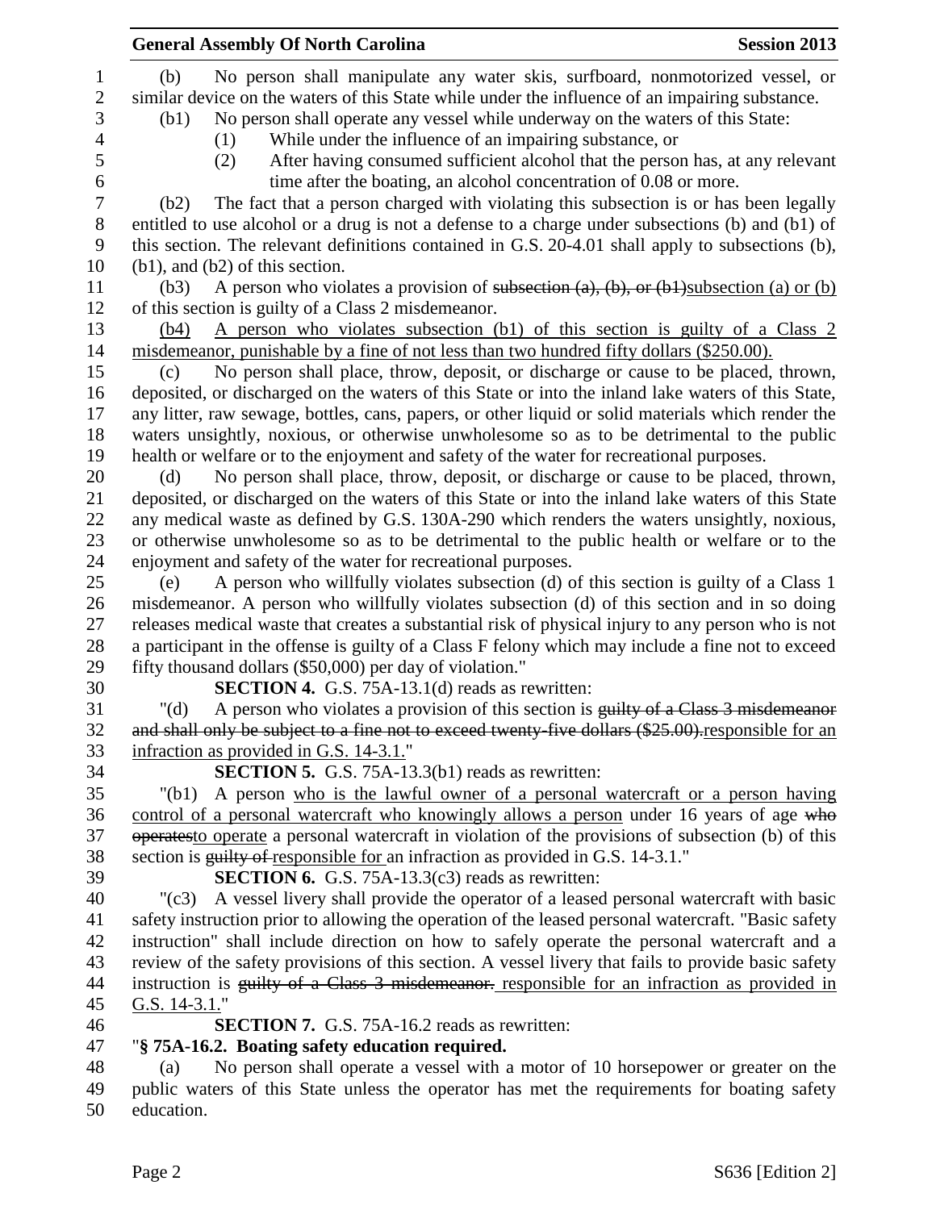(b) No person shall manipulate any water skis, surfboard, nonmotorized vessel, or similar device on the waters of this State while under the influence of an impairing substance.

(b1) No person shall operate any vessel while underway on the waters of this State:

(1) While under the influence of an impairing substance, or

(2) After having consumed sufficient alcohol that the person has, at any relevant time after the boating, an alcohol concentration of 0.08 or more.

(b2) The fact that a person charged with violating this subsection is or has been legally entitled to use alcohol or a drug is not a defense to a charge under subsections (b) and (b1) of this section. The relevant definitions contained in G.S. 20-4.01 shall apply to subsections (b), (b1), and (b2) of this section.

(b3) A person who violates a provision of ~~subsection (a), (b), or (b1)~~subsection (a) or (b) of this section is guilty of a Class 2 misdemeanor.

(b4) A person who violates subsection (b1) of this section is guilty of a Class 2 misdemeanor, punishable by a fine of not less than two hundred fifty dollars ($250.00).

(c) No person shall place, throw, deposit, or discharge or cause to be placed, thrown, deposited, or discharged on the waters of this State or into the inland lake waters of this State, any litter, raw sewage, bottles, cans, papers, or other liquid or solid materials which render the waters unsightly, noxious, or otherwise unwholesome so as to be detrimental to the public health or welfare or to the enjoyment and safety of the water for recreational purposes.

(d) No person shall place, throw, deposit, or discharge or cause to be placed, thrown, deposited, or discharged on the waters of this State or into the inland lake waters of this State any medical waste as defined by G.S. 130A-290 which renders the waters unsightly, noxious, or otherwise unwholesome so as to be detrimental to the public health or welfare or to the enjoyment and safety of the water for recreational purposes.

(e) A person who willfully violates subsection (d) of this section is guilty of a Class 1 misdemeanor. A person who willfully violates subsection (d) of this section and in so doing releases medical waste that creates a substantial risk of physical injury to any person who is not a participant in the offense is guilty of a Class F felony which may include a fine not to exceed fifty thousand dollars ($50,000) per day of violation."

**SECTION 4.** G.S. 75A-13.1(d) reads as rewritten:

"(d) A person who violates a provision of this section is ~~guilty of a Class 3 misdemeanor and shall only be subject to a fine not to exceed twenty-five dollars ($25.00).~~responsible for an infraction as provided in G.S. 14-3.1."

**SECTION 5.** G.S. 75A-13.3(b1) reads as rewritten:

"(b1) A person who is the lawful owner of a personal watercraft or a person having control of a personal watercraft who knowingly allows a person under 16 years of age ~~who operates~~to operate a personal watercraft in violation of the provisions of subsection (b) of this section is ~~guilty of~~ responsible for an infraction as provided in G.S. 14-3.1."

**SECTION 6.** G.S. 75A-13.3(c3) reads as rewritten:

"(c3) A vessel livery shall provide the operator of a leased personal watercraft with basic safety instruction prior to allowing the operation of the leased personal watercraft. "Basic safety instruction" shall include direction on how to safely operate the personal watercraft and a review of the safety provisions of this section. A vessel livery that fails to provide basic safety instruction is ~~guilty of a Class 3 misdemeanor.~~ responsible for an infraction as provided in G.S. 14-3.1."

**SECTION 7.** G.S. 75A-16.2 reads as rewritten:

"**§ 75A-16.2. Boating safety education required.**

(a) No person shall operate a vessel with a motor of 10 horsepower or greater on the public waters of this State unless the operator has met the requirements for boating safety education.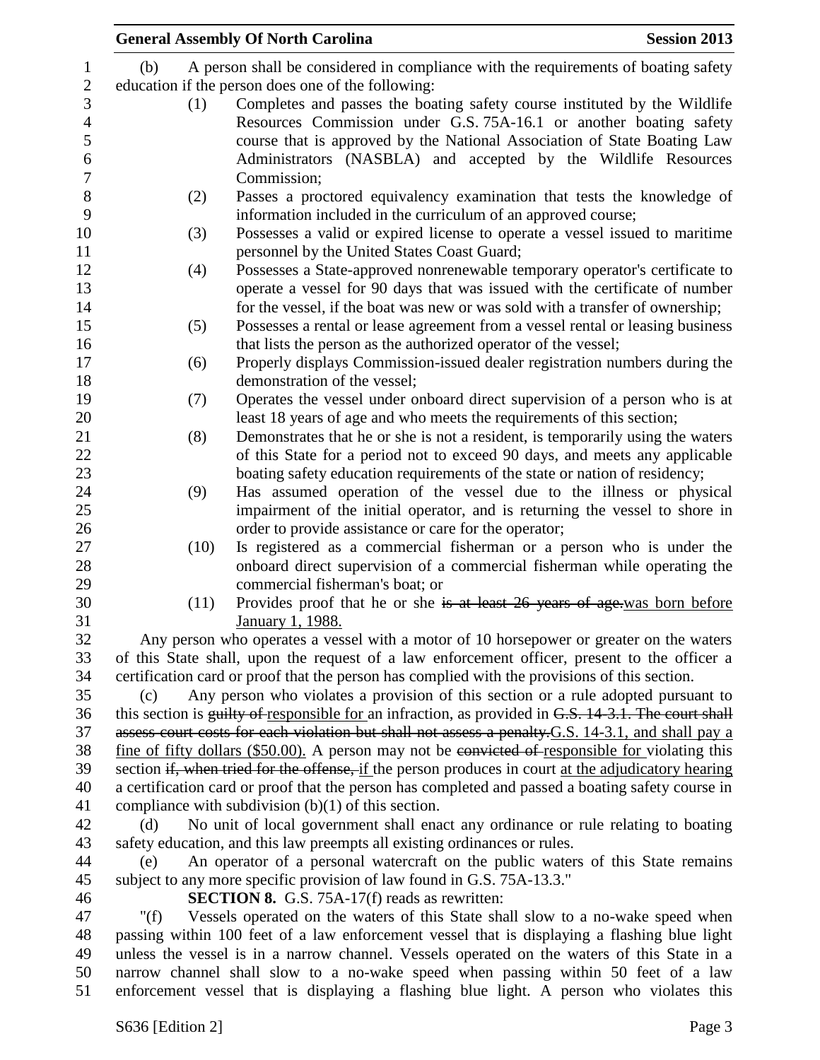(b) A person shall be considered in compliance with the requirements of boating safety education if the person does one of the following:

(1) Completes and passes the boating safety course instituted by the Wildlife Resources Commission under G.S. 75A-16.1 or another boating safety course that is approved by the National Association of State Boating Law Administrators (NASBLA) and accepted by the Wildlife Resources Commission;

(2) Passes a proctored equivalency examination that tests the knowledge of information included in the curriculum of an approved course;

(3) Possesses a valid or expired license to operate a vessel issued to maritime personnel by the United States Coast Guard;

(4) Possesses a State-approved nonrenewable temporary operator's certificate to operate a vessel for 90 days that was issued with the certificate of number for the vessel, if the boat was new or was sold with a transfer of ownership;

(5) Possesses a rental or lease agreement from a vessel rental or leasing business that lists the person as the authorized operator of the vessel;

(6) Properly displays Commission-issued dealer registration numbers during the demonstration of the vessel;

(7) Operates the vessel under onboard direct supervision of a person who is at least 18 years of age and who meets the requirements of this section;

(8) Demonstrates that he or she is not a resident, is temporarily using the waters of this State for a period not to exceed 90 days, and meets any applicable boating safety education requirements of the state or nation of residency;

(9) Has assumed operation of the vessel due to the illness or physical impairment of the initial operator, and is returning the vessel to shore in order to provide assistance or care for the operator;

(10) Is registered as a commercial fisherman or a person who is under the onboard direct supervision of a commercial fisherman while operating the commercial fisherman's boat; or

(11) Provides proof that he or she ~~is at least 26 years of age.~~<u>was born before January 1, 1988.</u>

Any person who operates a vessel with a motor of 10 horsepower or greater on the waters of this State shall, upon the request of a law enforcement officer, present to the officer a certification card or proof that the person has complied with the provisions of this section.

(c) Any person who violates a provision of this section or a rule adopted pursuant to this section is ~~guilty of~~ <u>responsible for</u> an infraction, as provided in ~~G.S. 14-3.1. The court shall assess court costs for each violation but shall not assess a penalty.~~<u>G.S. 14-3.1, and shall pay a fine of fifty dollars ($50.00).</u> A person may not be ~~convicted of~~ <u>responsible for</u> violating this section ~~if, when tried for the offense,~~ <u>if</u> the person produces in court <u>at the adjudicatory hearing</u> a certification card or proof that the person has completed and passed a boating safety course in compliance with subdivision (b)(1) of this section.

(d) No unit of local government shall enact any ordinance or rule relating to boating safety education, and this law preempts all existing ordinances or rules.

(e) An operator of a personal watercraft on the public waters of this State remains subject to any more specific provision of law found in G.S. 75A-13.3."

**SECTION 8.** G.S. 75A-17(f) reads as rewritten:

"(f) Vessels operated on the waters of this State shall slow to a no-wake speed when passing within 100 feet of a law enforcement vessel that is displaying a flashing blue light unless the vessel is in a narrow channel. Vessels operated on the waters of this State in a narrow channel shall slow to a no-wake speed when passing within 50 feet of a law enforcement vessel that is displaying a flashing blue light. A person who violates this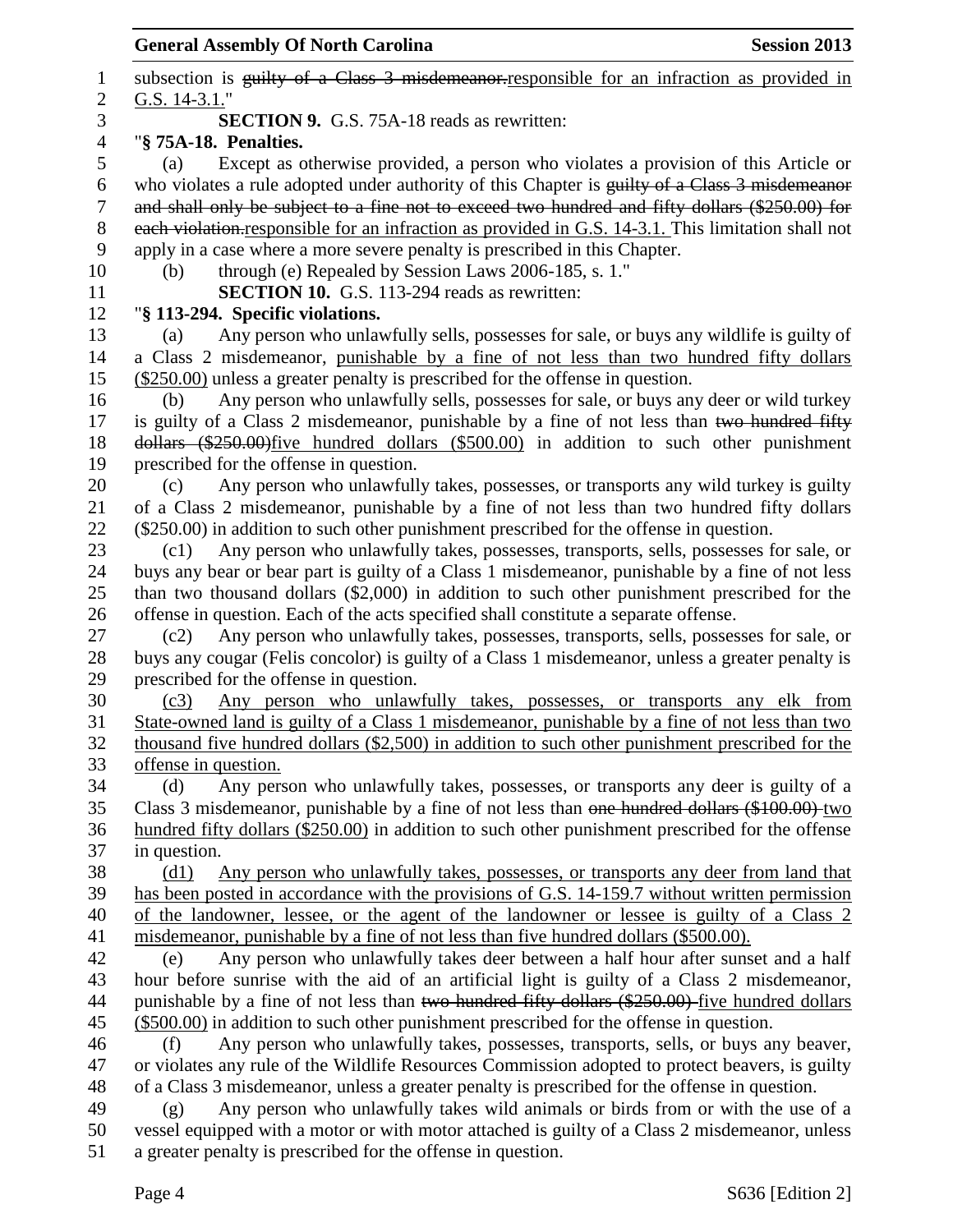subsection is ~~guilty of a Class 3 misdemeanor.~~responsible for an infraction as provided in G.S. 14-3.1."

**SECTION 9.** G.S. 75A-18 reads as rewritten:

"**§ 75A-18. Penalties.**

(a) Except as otherwise provided, a person who violates a provision of this Article or who violates a rule adopted under authority of this Chapter is ~~guilty of a Class 3 misdemeanor and shall only be subject to a fine not to exceed two hundred and fifty dollars ($250.00) for each violation.~~responsible for an infraction as provided in G.S. 14-3.1. This limitation shall not apply in a case where a more severe penalty is prescribed in this Chapter.

(b) through (e) Repealed by Session Laws 2006-185, s. 1."

**SECTION 10.** G.S. 113-294 reads as rewritten:

"**§ 113-294. Specific violations.**

(a) Any person who unlawfully sells, possesses for sale, or buys any wildlife is guilty of a Class 2 misdemeanor, punishable by a fine of not less than two hundred fifty dollars ($250.00) unless a greater penalty is prescribed for the offense in question.

(b) Any person who unlawfully sells, possesses for sale, or buys any deer or wild turkey is guilty of a Class 2 misdemeanor, punishable by a fine of not less than ~~two hundred fifty dollars ($250.00)~~five hundred dollars ($500.00) in addition to such other punishment prescribed for the offense in question.

(c) Any person who unlawfully takes, possesses, or transports any wild turkey is guilty of a Class 2 misdemeanor, punishable by a fine of not less than two hundred fifty dollars ($250.00) in addition to such other punishment prescribed for the offense in question.

(c1) Any person who unlawfully takes, possesses, transports, sells, possesses for sale, or buys any bear or bear part is guilty of a Class 1 misdemeanor, punishable by a fine of not less than two thousand dollars ($2,000) in addition to such other punishment prescribed for the offense in question. Each of the acts specified shall constitute a separate offense.

(c2) Any person who unlawfully takes, possesses, transports, sells, possesses for sale, or buys any cougar (Felis concolor) is guilty of a Class 1 misdemeanor, unless a greater penalty is prescribed for the offense in question.

(c3) Any person who unlawfully takes, possesses, or transports any elk from State-owned land is guilty of a Class 1 misdemeanor, punishable by a fine of not less than two thousand five hundred dollars ($2,500) in addition to such other punishment prescribed for the offense in question.

(d) Any person who unlawfully takes, possesses, or transports any deer is guilty of a Class 3 misdemeanor, punishable by a fine of not less than ~~one hundred dollars ($100.00)~~ two hundred fifty dollars ($250.00) in addition to such other punishment prescribed for the offense in question.

(d1) Any person who unlawfully takes, possesses, or transports any deer from land that has been posted in accordance with the provisions of G.S. 14-159.7 without written permission of the landowner, lessee, or the agent of the landowner or lessee is guilty of a Class 2 misdemeanor, punishable by a fine of not less than five hundred dollars ($500.00).

(e) Any person who unlawfully takes deer between a half hour after sunset and a half hour before sunrise with the aid of an artificial light is guilty of a Class 2 misdemeanor, punishable by a fine of not less than ~~two hundred fifty dollars ($250.00)~~ five hundred dollars ($500.00) in addition to such other punishment prescribed for the offense in question.

(f) Any person who unlawfully takes, possesses, transports, sells, or buys any beaver, or violates any rule of the Wildlife Resources Commission adopted to protect beavers, is guilty of a Class 3 misdemeanor, unless a greater penalty is prescribed for the offense in question.

(g) Any person who unlawfully takes wild animals or birds from or with the use of a vessel equipped with a motor or with motor attached is guilty of a Class 2 misdemeanor, unless a greater penalty is prescribed for the offense in question.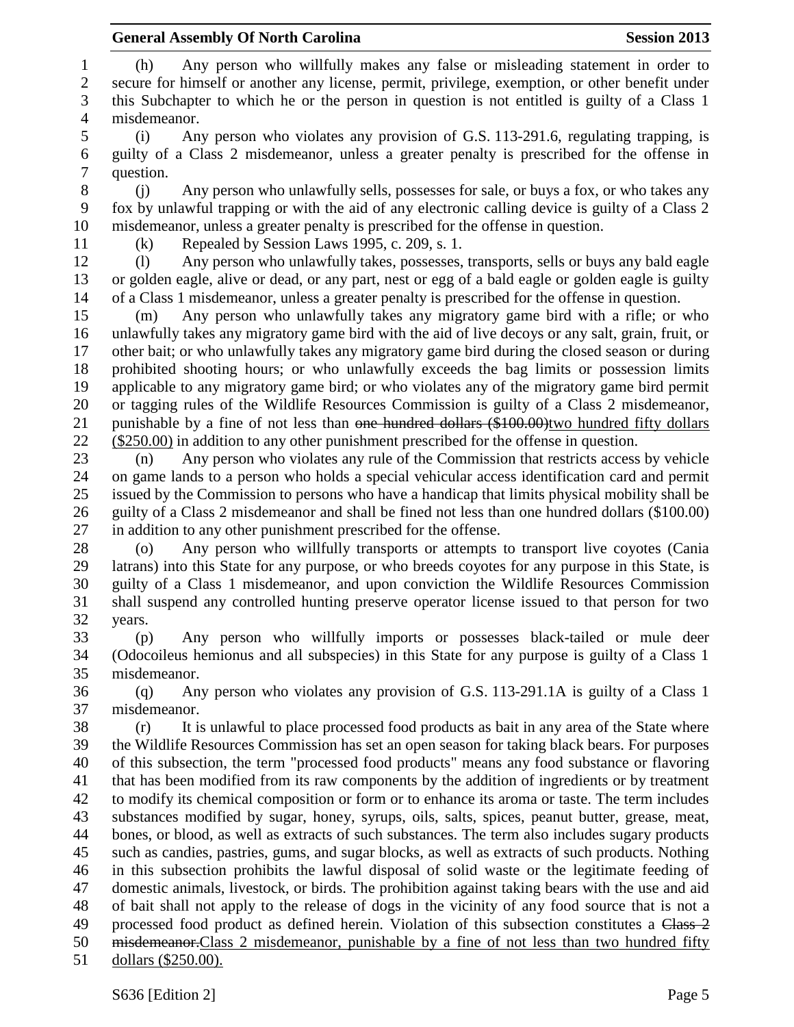(h) Any person who willfully makes any false or misleading statement in order to secure for himself or another any license, permit, privilege, exemption, or other benefit under this Subchapter to which he or the person in question is not entitled is guilty of a Class 1 misdemeanor.

(i) Any person who violates any provision of G.S. 113-291.6, regulating trapping, is guilty of a Class 2 misdemeanor, unless a greater penalty is prescribed for the offense in question.

(j) Any person who unlawfully sells, possesses for sale, or buys a fox, or who takes any fox by unlawful trapping or with the aid of any electronic calling device is guilty of a Class 2 misdemeanor, unless a greater penalty is prescribed for the offense in question.

(k) Repealed by Session Laws 1995, c. 209, s. 1.

(l) Any person who unlawfully takes, possesses, transports, sells or buys any bald eagle or golden eagle, alive or dead, or any part, nest or egg of a bald eagle or golden eagle is guilty of a Class 1 misdemeanor, unless a greater penalty is prescribed for the offense in question.

(m) Any person who unlawfully takes any migratory game bird with a rifle; or who unlawfully takes any migratory game bird with the aid of live decoys or any salt, grain, fruit, or other bait; or who unlawfully takes any migratory game bird during the closed season or during prohibited shooting hours; or who unlawfully exceeds the bag limits or possession limits applicable to any migratory game bird; or who violates any of the migratory game bird permit or tagging rules of the Wildlife Resources Commission is guilty of a Class 2 misdemeanor, punishable by a fine of not less than ~~one hundred dollars ($100.00)~~two hundred fifty dollars ($250.00) in addition to any other punishment prescribed for the offense in question.

(n) Any person who violates any rule of the Commission that restricts access by vehicle on game lands to a person who holds a special vehicular access identification card and permit issued by the Commission to persons who have a handicap that limits physical mobility shall be guilty of a Class 2 misdemeanor and shall be fined not less than one hundred dollars ($100.00) in addition to any other punishment prescribed for the offense.

(o) Any person who willfully transports or attempts to transport live coyotes (Cania latrans) into this State for any purpose, or who breeds coyotes for any purpose in this State, is guilty of a Class 1 misdemeanor, and upon conviction the Wildlife Resources Commission shall suspend any controlled hunting preserve operator license issued to that person for two years.

(p) Any person who willfully imports or possesses black-tailed or mule deer (Odocoileus hemionus and all subspecies) in this State for any purpose is guilty of a Class 1 misdemeanor.

(q) Any person who violates any provision of G.S. 113-291.1A is guilty of a Class 1 misdemeanor.

(r) It is unlawful to place processed food products as bait in any area of the State where the Wildlife Resources Commission has set an open season for taking black bears. For purposes of this subsection, the term "processed food products" means any food substance or flavoring that has been modified from its raw components by the addition of ingredients or by treatment to modify its chemical composition or form or to enhance its aroma or taste. The term includes substances modified by sugar, honey, syrups, oils, salts, spices, peanut butter, grease, meat, bones, or blood, as well as extracts of such substances. The term also includes sugary products such as candies, pastries, gums, and sugar blocks, as well as extracts of such products. Nothing in this subsection prohibits the lawful disposal of solid waste or the legitimate feeding of domestic animals, livestock, or birds. The prohibition against taking bears with the use and aid of bait shall not apply to the release of dogs in the vicinity of any food source that is not a processed food product as defined herein. Violation of this subsection constitutes a ~~Class 2 misdemeanor.~~Class 2 misdemeanor, punishable by a fine of not less than two hundred fifty dollars ($250.00).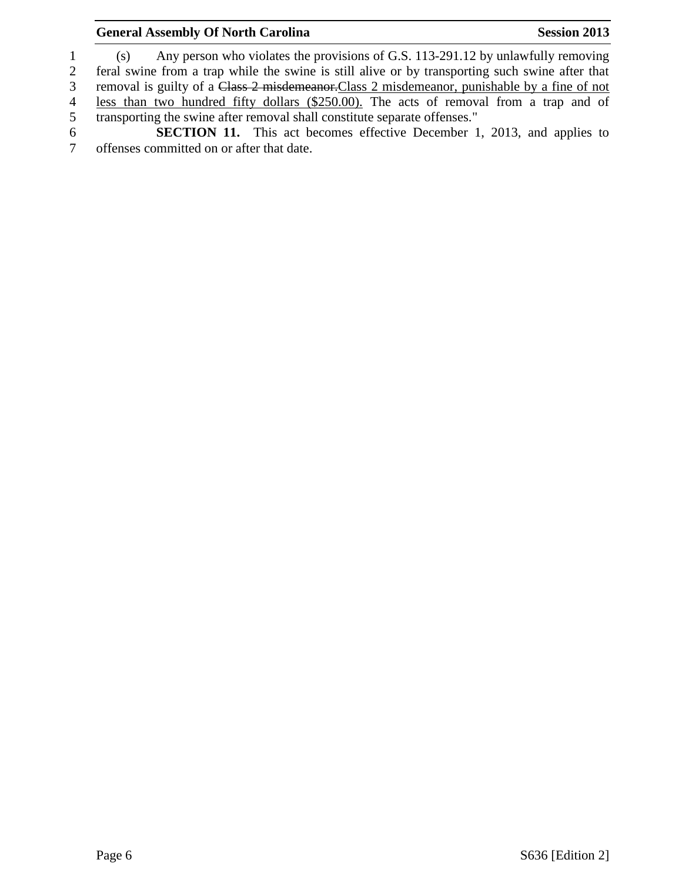(s) Any person who violates the provisions of G.S. 113-291.12 by unlawfully removing feral swine from a trap while the swine is still alive or by transporting such swine after that removal is guilty of a ~~Class 2 misdemeanor.~~<u>Class 2 misdemeanor, punishable by a fine of not less than two hundred fifty dollars ($250.00).</u> The acts of removal from a trap and of transporting the swine after removal shall constitute separate offenses."

**SECTION 11.** This act becomes effective December 1, 2013, and applies to offenses committed on or after that date.